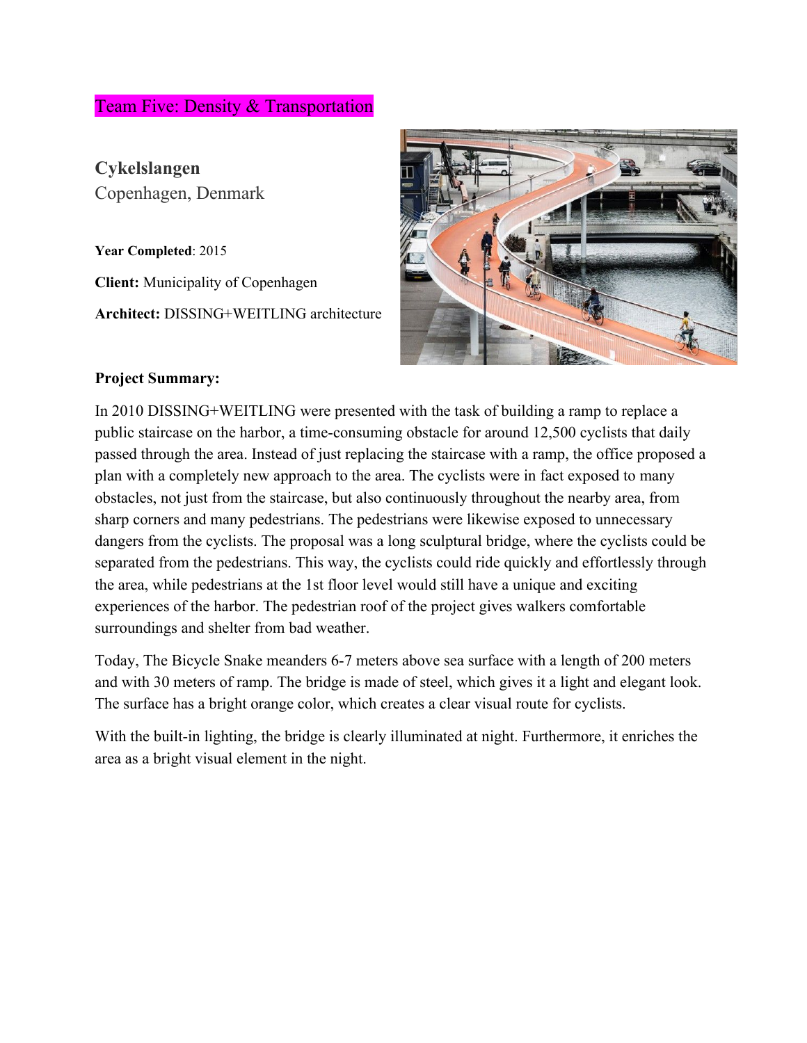Team Five: Density & Transportation

## Cykelslangen

Copenhagen, Denmark

**Year Completed**: 2015

**Client:** Municipality of Copenhagen

**Architect:** DISSING+WEITLING architecture

**Project Summary:**

In 2010 DISSING+WEITLING were presented with the task of building a ramp to replace a public staircase on the harbor, a time-consuming obstacle for around 12,500 cyclists that daily passed through the area. Instead of just replacing the staircase with a ramp, the office proposed a plan with a completely new approach to the area. The cyclists were in fact exposed to many obstacles, not just from the staircase, but also continuously throughout the nearby area, from sharp corners and many pedestrians. The pedestrians were likewise exposed to unnecessary dangers from the cyclists. The proposal was a long sculptural bridge, where the cyclists could be separated from the pedestrians. This way, the cyclists could ride quickly and effortlessly through the area, while pedestrians at the 1st floor level would still have a unique and exciting experiences of the harbor. The pedestrian roof of the project gives walkers comfortable surroundings and shelter from bad weather.

Today, The Bicycle Snake meanders 6-7 meters above sea surface with a length of 200 meters and with 30 meters of ramp. The bridge is made of steel, which gives it a light and elegant look. The surface has a bright orange color, which creates a clear visual route for cyclists.

With the built-in lighting, the bridge is clearly illuminated at night. Furthermore, it enriches the area as a bright visual element in the night.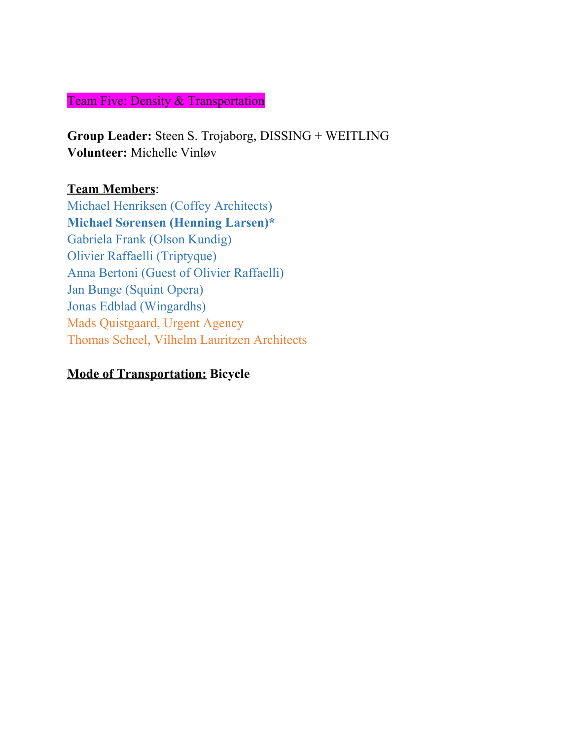Team Five: Density & Transportation

**Group Leader:** Steen S. Trojaborg, DISSING + WEITLING
**Volunteer:** Michelle Vinløv

**Team Members**:
Michael Henriksen (Coffey Architects)
**Michael Sørensen (Henning Larsen)***
Gabriela Frank (Olson Kundig)
Olivier Raffaelli (Triptyque)
Anna Bertoni (Guest of Olivier Raffaelli)
Jan Bunge (Squint Opera)
Jonas Edblad (Wingardhs)
Mads Quistgaard, Urgent Agency
Thomas Scheel, Vilhelm Lauritzen Architects

**Mode of Transportation: Bicycle**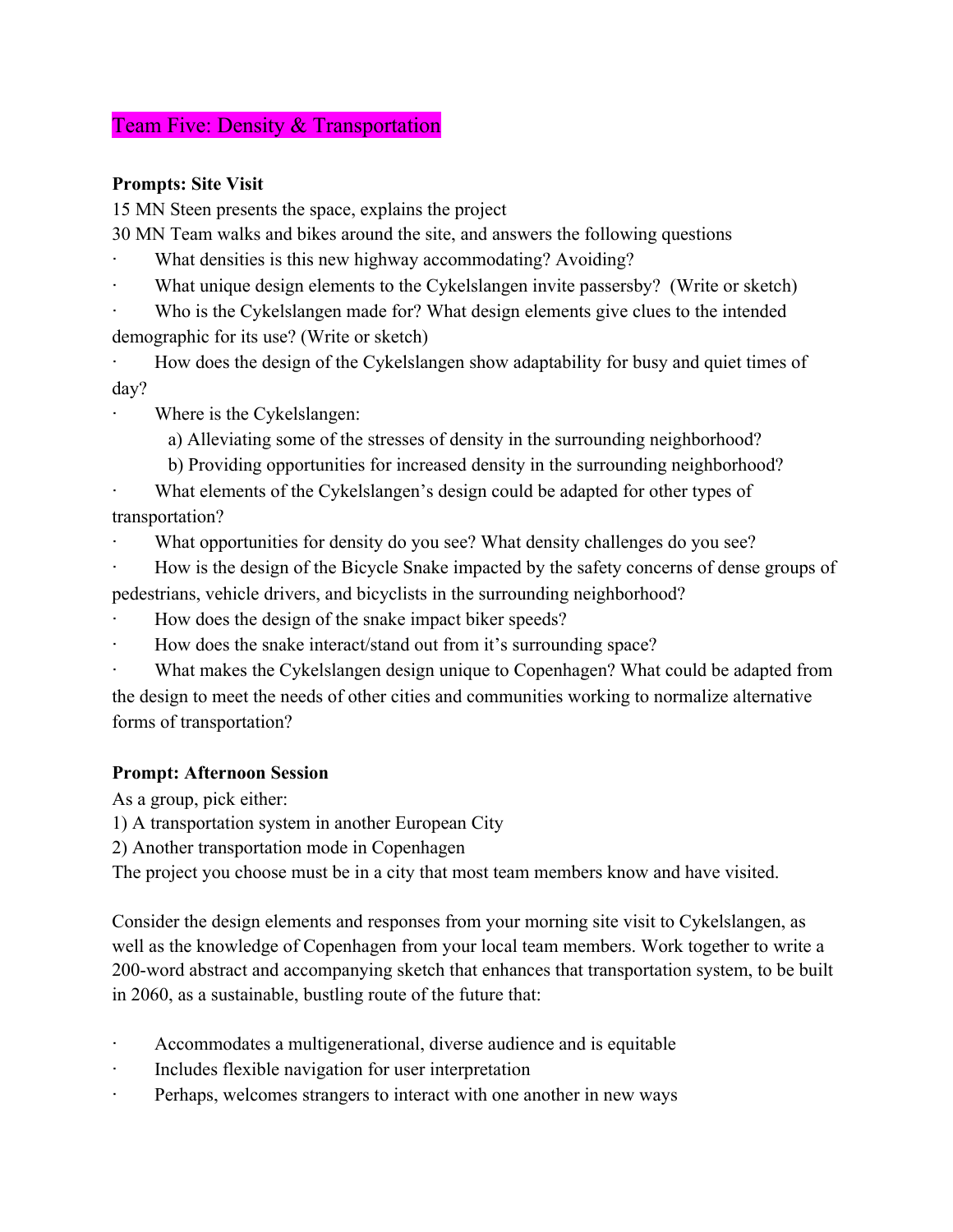## Team Five: Density & Transportation

**Prompts: Site Visit**

15 MN Steen presents the space, explains the project

30 MN Team walks and bikes around the site, and answers the following questions

- What densities is this new highway accommodating? Avoiding?
- What unique design elements to the Cykelslangen invite passersby? (Write or sketch)
- Who is the Cykelslangen made for? What design elements give clues to the intended demographic for its use? (Write or sketch)
- How does the design of the Cykelslangen show adaptability for busy and quiet times of day?
- Where is the Cykelslangen:
  - a) Alleviating some of the stresses of density in the surrounding neighborhood?
  - b) Providing opportunities for increased density in the surrounding neighborhood?
- What elements of the Cykelslangen's design could be adapted for other types of transportation?
- What opportunities for density do you see? What density challenges do you see?
- How is the design of the Bicycle Snake impacted by the safety concerns of dense groups of pedestrians, vehicle drivers, and bicyclists in the surrounding neighborhood?
- How does the design of the snake impact biker speeds?
- How does the snake interact/stand out from it's surrounding space?
- What makes the Cykelslangen design unique to Copenhagen? What could be adapted from the design to meet the needs of other cities and communities working to normalize alternative forms of transportation?

**Prompt: Afternoon Session**

As a group, pick either:

1) A transportation system in another European City
2) Another transportation mode in Copenhagen

The project you choose must be in a city that most team members know and have visited.

Consider the design elements and responses from your morning site visit to Cykelslangen, as well as the knowledge of Copenhagen from your local team members. Work together to write a 200-word abstract and accompanying sketch that enhances that transportation system, to be built in 2060, as a sustainable, bustling route of the future that:

- Accommodates a multigenerational, diverse audience and is equitable
- Includes flexible navigation for user interpretation
- Perhaps, welcomes strangers to interact with one another in new ways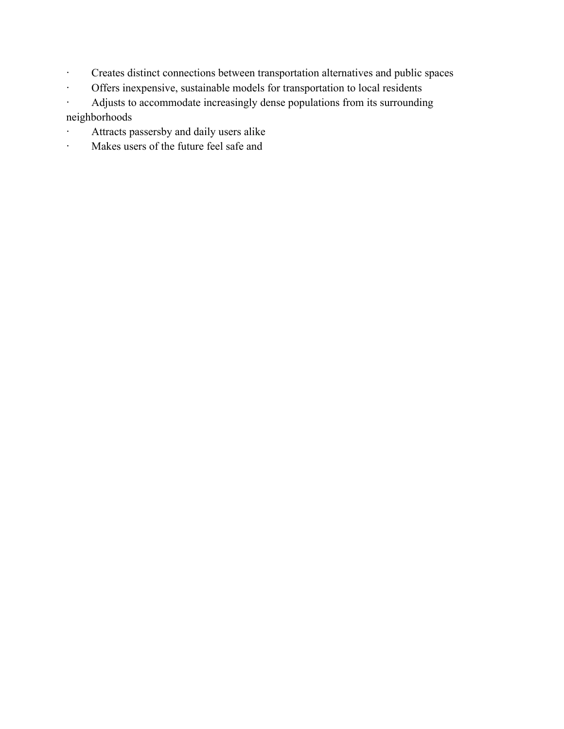- Creates distinct connections between transportation alternatives and public spaces
- Offers inexpensive, sustainable models for transportation to local residents
- Adjusts to accommodate increasingly dense populations from its surrounding neighborhoods
- Attracts passersby and daily users alike
- Makes users of the future feel safe and